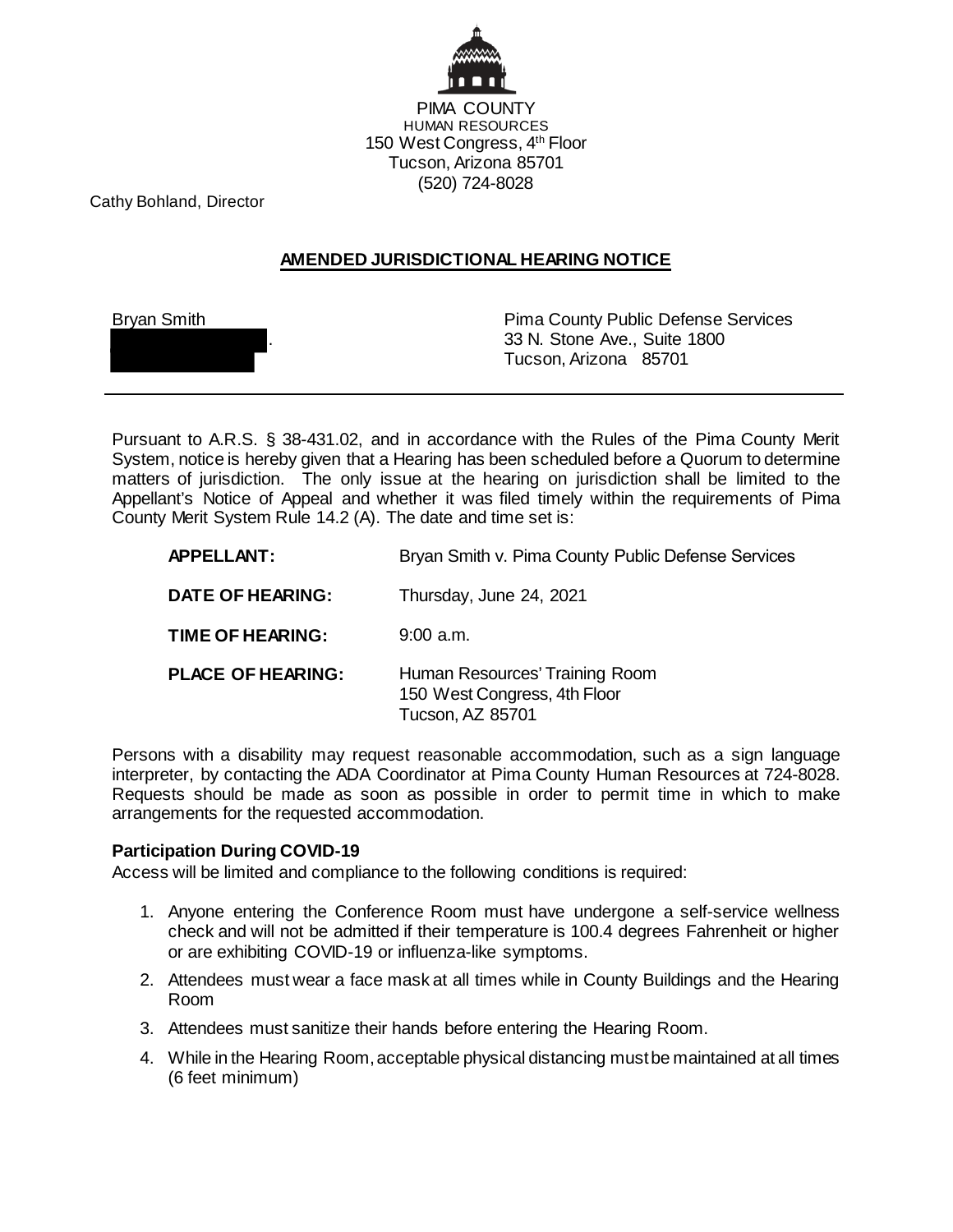PIMA COUNTY
HUMAN RESOURCES
150 West Congress, 4th Floor
Tucson, Arizona 85701
(520) 724-8028

Cathy Bohland, Director

## AMENDED JURISDICTIONAL HEARING NOTICE

| | |
|---|---|
| Bryan Smith | Pima County Public Defense Services |
| . | 33 N. Stone Ave., Suite 1800 |
| | Tucson, Arizona 85701 |

---

Pursuant to A.R.S. § 38-431.02, and in accordance with the Rules of the Pima County Merit System, notice is hereby given that a Hearing has been scheduled before a Quorum to determine matters of jurisdiction. The only issue at the hearing on jurisdiction shall be limited to the Appellant's Notice of Appeal and whether it was filed timely within the requirements of Pima County Merit System Rule 14.2 (A). The date and time set is:

| | |
|---|---|
| **APPELLANT:** | Bryan Smith v. Pima County Public Defense Services |
| **DATE OF HEARING:** | Thursday, June 24, 2021 |
| **TIME OF HEARING:** | 9:00 a.m. |
| **PLACE OF HEARING:** | Human Resources' Training Room<br>150 West Congress, 4th Floor<br>Tucson, AZ 85701 |

Persons with a disability may request reasonable accommodation, such as a sign language interpreter, by contacting the ADA Coordinator at Pima County Human Resources at 724-8028. Requests should be made as soon as possible in order to permit time in which to make arrangements for the requested accommodation.

**Participation During COVID-19**

Access will be limited and compliance to the following conditions is required:

1. Anyone entering the Conference Room must have undergone a self-service wellness check and will not be admitted if their temperature is 100.4 degrees Fahrenheit or higher or are exhibiting COVID-19 or influenza-like symptoms.
2. Attendees must wear a face mask at all times while in County Buildings and the Hearing Room
3. Attendees must sanitize their hands before entering the Hearing Room.
4. While in the Hearing Room, acceptable physical distancing must be maintained at all times (6 feet minimum)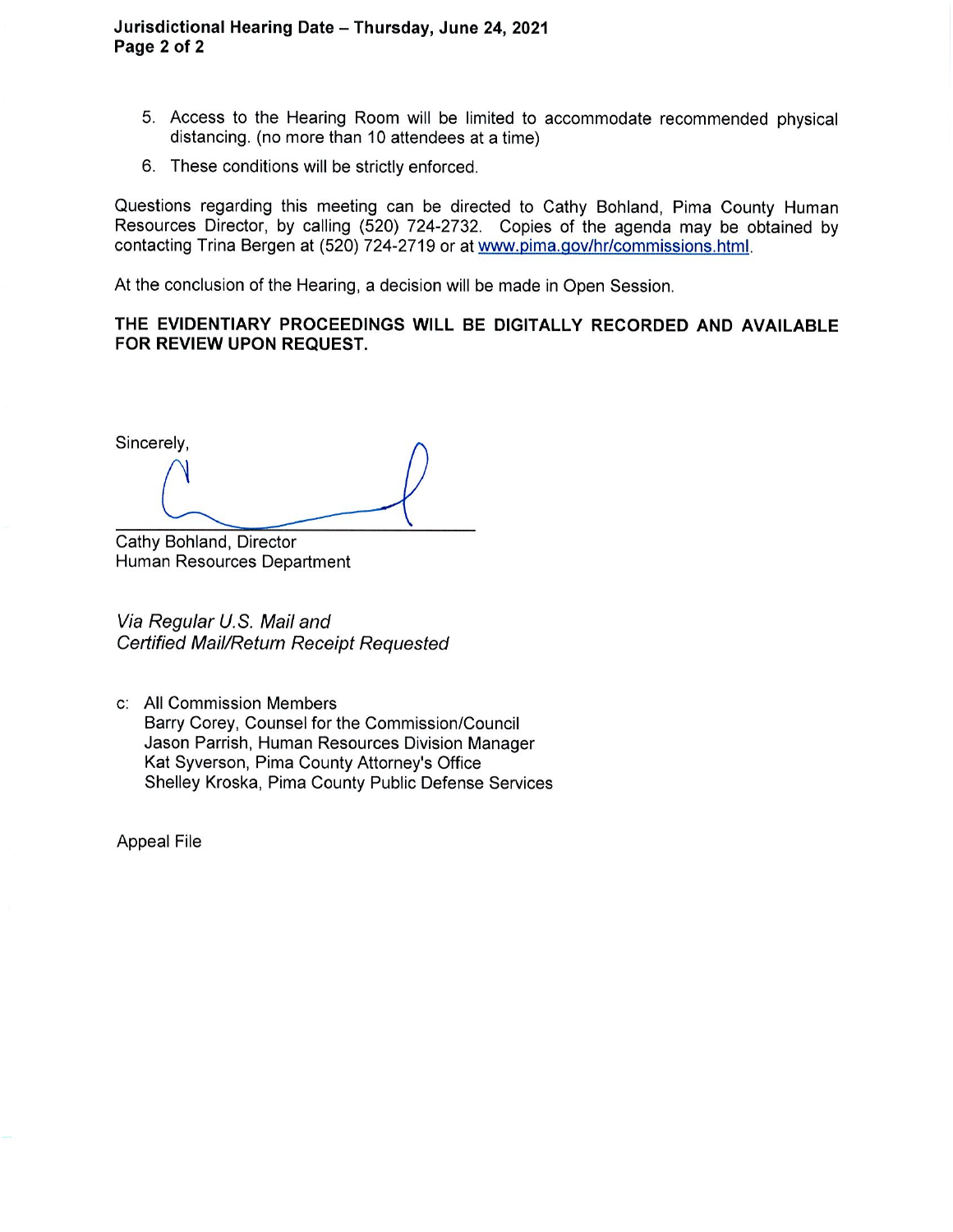5. Access to the Hearing Room will be limited to accommodate recommended physical distancing. (no more than 10 attendees at a time)
6. These conditions will be strictly enforced.

Questions regarding this meeting can be directed to Cathy Bohland, Pima County Human Resources Director, by calling (520) 724-2732. Copies of the agenda may be obtained by contacting Trina Bergen at (520) 724-2719 or at www.pima.gov/hr/commissions.html.

At the conclusion of the Hearing, a decision will be made in Open Session.

**THE EVIDENTIARY PROCEEDINGS WILL BE DIGITALLY RECORDED AND AVAILABLE FOR REVIEW UPON REQUEST.**

Sincerely,

Cathy Bohland, Director
Human Resources Department

*Via Regular U.S. Mail and*
*Certified Mail/Return Receipt Requested*

c: All Commission Members
Barry Corey, Counsel for the Commission/Council
Jason Parrish, Human Resources Division Manager
Kat Syverson, Pima County Attorney's Office
Shelley Kroska, Pima County Public Defense Services

Appeal File